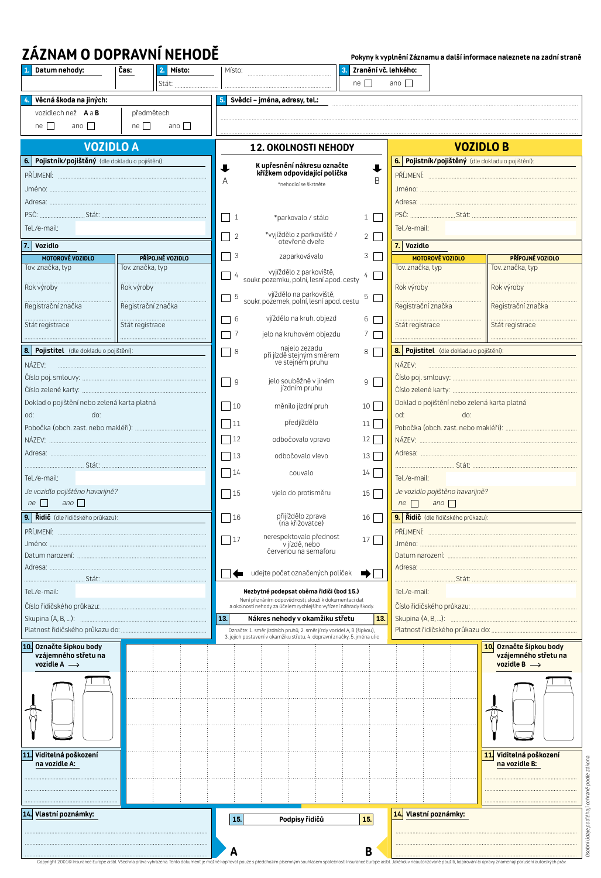# ZÁZNAM O DOPRAVNÍ NEHODĚ

**Pokyny k vyplnění Záznamu a další informace naleznete na zadní straně**

**1. Datum nehody:** ............ **Čas:** ............

**2. Místo:** ............ Místo: ............ Stát: ............

**3. Zranění vč. lehkého:** ne ☐ ano ☐

**4. Věcná škoda na jiných:**
- vozidlech než **A** a **B**: ne ☐ ano ☐
- předmětech: ne ☐ ano ☐

**5. Svědci – jména, adresy, tel.:** ............

## VOZIDLO A

**6. Pojistník/pojištěný** (dle dokladu o pojištění):

PŘÍJMENÍ: ............
Jméno: ............
Adresa: ............
PSČ: ............ Stát: ............
Tel./e-mail: ............

**7. Vozidlo**

| MOTOROVÉ VOZIDLO | PŘÍPOJNÉ VOZIDLO |
|---|---|
| Tov. značka, typ | Tov. značka, typ |
| Rok výroby | Rok výroby |
| Registrační značka | Registrační značka |
| Stát registrace | Stát registrace |

**8. Pojistitel** (dle dokladu o pojištění):

NÁZEV: ............
Číslo poj. smlouvy: ............
Číslo zelené karty: ............
Doklad o pojištění nebo zelená karta platná
od: ............ do: ............
Pobočka (obch. zast. nebo makléři): ............
NÁZEV: ............
Adresa: ............
............ Stát: ............
Tel./e-mail: ............
*Je vozidlo pojištěno havarijně?*
*ne* ☐ *ano* ☐

**9. Řidič** (dle řidičského průkazu):

PŘÍJMENÍ: ............
Jméno: ............
Datum narození: ............
Adresa: ............
............ Stát: ............
Tel./e-mail: ............
Číslo řidičského průkazu: ............
Skupina (A, B, ...): ............
Platnost řidičského průkazu do: ............

**10. Označte šipkou body vzájemného střetu na vozidle A** ⟶

**11. Viditelná poškození na vozidle A:**

............

**14. Vlastní poznámky:**

............

## 12. OKOLNOSTI NEHODY

**K upřesnění nákresu označte křížkem odpovídající políčka**

*nehodící se škrtněte

| A | | B |
|---|---|---|
| ☐ 1 | *parkovalo / stálo | 1 ☐ |
| ☐ 2 | *vyjíždělo z parkoviště / otevřené dveře | 2 ☐ |
| ☐ 3 | zaparkovávalo | 3 ☐ |
| ☐ 4 | vyjíždělo z parkoviště, soukr. pozemku, polní, lesní apod. cesty | 4 ☐ |
| ☐ 5 | vjíždělo na parkoviště, soukr. pozemek, polní, lesní apod. cestu | 5 ☐ |
| ☐ 6 | vjíždělo na kruh. objezd | 6 ☐ |
| ☐ 7 | jelo na kruhovém objezdu | 7 ☐ |
| ☐ 8 | najelo zezadu při jízdě stejným směrem ve stejném pruhu | 8 ☐ |
| ☐ 9 | jelo souběžně v jiném jízdním pruhu | 9 ☐ |
| ☐ 10 | měnilo jízdní pruh | 10 ☐ |
| ☐ 11 | předjíždělo | 11 ☐ |
| ☐ 12 | odbočovalo vpravo | 12 ☐ |
| ☐ 13 | odbočovalo vlevo | 13 ☐ |
| ☐ 14 | couvalo | 14 ☐ |
| ☐ 15 | vjelo do protisměru | 15 ☐ |
| ☐ 16 | přijíždělo zprava (na křižovatce) | 16 ☐ |
| ☐ 17 | nerespektovalo přednost v jízdě, nebo červenou na semaforu | 17 ☐ |
| ☐ ⬅ | udejte počet označených políček | ➡ ☐ |

**Nezbytné podepsat oběma řidiči (bod 15.)**
Není přiznáním odpovědnosti, slouží k dokumentaci dat a okolností nehody za účelem rychlejšího vyřízení náhrady škody.

**13. Nákres nehody v okamžiku střetu**

Označte: 1. směr jízdních pruhů, 2. směr jízdy vozidel A, B (šipkou), 3. jejich postavení v okamžiku střetu, 4. dopravní značky, 5. jména ulic

**15. Podpisy řidičů**

**A** ............ **B** ............

## VOZIDLO B

**6. Pojistník/pojištěný** (dle dokladu o pojištění):

PŘÍJMENÍ: ............
Jméno: ............
Adresa: ............
PSČ: ............ Stát: ............
Tel./e-mail: ............

**7. Vozidlo**

| MOTOROVÉ VOZIDLO | PŘÍPOJNÉ VOZIDLO |
|---|---|
| Tov. značka, typ | Tov. značka, typ |
| Rok výroby | Rok výroby |
| Registrační značka | Registrační značka |
| Stát registrace | Stát registrace |

**8. Pojistitel** (dle dokladu o pojištění):

NÁZEV: ............
Číslo poj. smlouvy: ............
Číslo zelené karty: ............
Doklad o pojištění nebo zelená karta platná
od: ............ do: ............
Pobočka (obch. zast. nebo makléři): ............
NÁZEV: ............
Adresa: ............
............ Stát: ............
Tel./e-mail: ............
*Je vozidlo pojištěno havarijně?*
*ne* ☐ *ano* ☐

**9. Řidič** (dle řidičského průkazu):

PŘÍJMENÍ: ............
Jméno: ............
Datum narození: ............
Adresa: ............
............ Stát: ............
Tel./e-mail: ............
Číslo řidičského průkazu: ............
Skupina (A, B, ...): ............
Platnost řidičského průkazu do: ............

**10. Označte šipkou body vzájemného střetu na vozidle B** ⟶

**11. Viditelná poškození na vozidle B:**

............

**14. Vlastní poznámky:**

............

*Osobní údaje podléhají ochraně podle zákona*

Copyright 2001© Insurance Europe aisbl. Všechna práva vyhrazena. Tento dokument je možné kopírovat pouze s předchozím písemným souhlasem společnosti Insurance Europe aisbl. Jakékoliv neautorizované použití, kopírování či úpravy znamenají porušení autorských práv.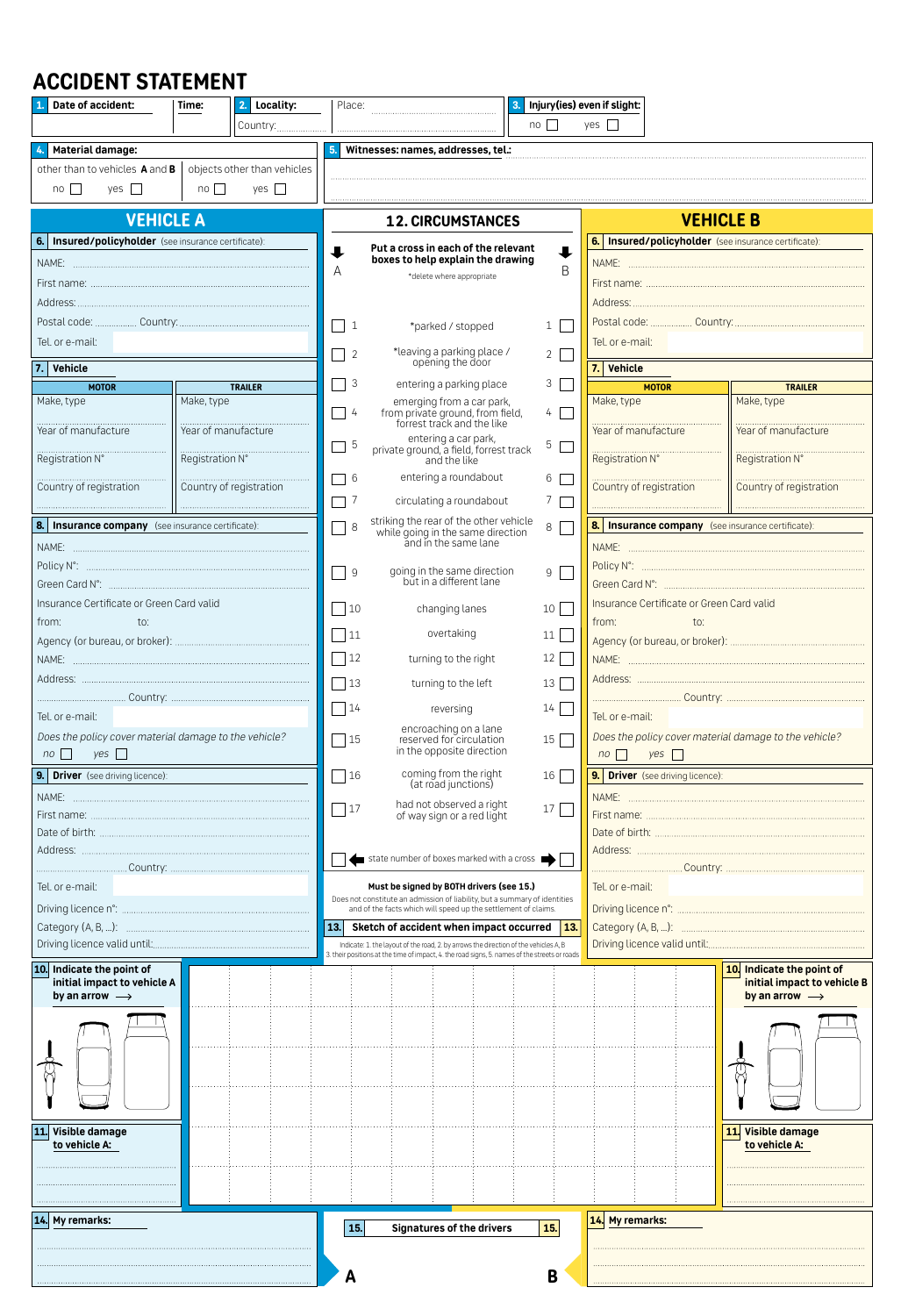# ACCIDENT STATEMENT

**1. Date of accident:** | **Time:**

**2. Locality:** Country: | Place:

**3. Injury(ies) even if slight:** no ☐ yes ☐

**4. Material damage:**
other than to vehicles **A** and **B** — no ☐ yes ☐
objects other than vehicles — no ☐ yes ☐

**5. Witnesses: names, addresses, tel.:**

## VEHICLE A

**6. Insured/policyholder** (see insurance certificate):

NAME:
First name:
Address:
Postal code: Country:
Tel. or e-mail:

**7. Vehicle**

| MOTOR | TRAILER |
|---|---|
| Make, type | Make, type |
| Year of manufacture | Year of manufacture |
| Registration N° | Registration N° |
| Country of registration | Country of registration |

**8. Insurance company** (see insurance certificate):

NAME:
Policy N°:
Green Card N°:
Insurance Certificate or Green Card valid
from: to:
Agency (or bureau, or broker):
NAME:
Address:
Country:
Tel. or e-mail:

*Does the policy cover material damage to the vehicle?*
*no* ☐ *yes* ☐

**9. Driver** (see driving licence):

NAME:
First name:
Date of birth:
Address:
Country:
Tel. or e-mail:
Driving licence n°:
Category (A, B, ...):
Driving licence valid until:

**10. Indicate the point of initial impact to vehicle A by an arrow** ⟶

**11. Visible damage to vehicle A:**

**14. My remarks:**

## 12. CIRCUMSTANCES

**Put a cross in each of the relevant boxes to help explain the drawing**

*delete where appropriate

| A | | | B |
|---|---|---|---|
| ☐ | 1 | *parked / stopped | 1 ☐ |
| ☐ | 2 | *leaving a parking place / opening the door | 2 ☐ |
| ☐ | 3 | entering a parking place | 3 ☐ |
| ☐ | 4 | emerging from a car park, from private ground, from field, forrest track and the like | 4 ☐ |
| ☐ | 5 | entering a car park, private ground, a field, forrest track and the like | 5 ☐ |
| ☐ | 6 | entering a roundabout | 6 ☐ |
| ☐ | 7 | circulating a roundabout | 7 ☐ |
| ☐ | 8 | striking the rear of the other vehicle while going in the same direction and in the same lane | 8 ☐ |
| ☐ | 9 | going in the same direction but in a different lane | 9 ☐ |
| ☐ | 10 | changing lanes | 10 ☐ |
| ☐ | 11 | overtaking | 11 ☐ |
| ☐ | 12 | turning to the right | 12 ☐ |
| ☐ | 13 | turning to the left | 13 ☐ |
| ☐ | 14 | reversing | 14 ☐ |
| ☐ | 15 | encroaching on a lane reserved for circulation in the opposite direction | 15 ☐ |
| ☐ | 16 | coming from the right (at road junctions) | 16 ☐ |
| ☐ | 17 | had not observed a right of way sign or a red light | 17 ☐ |
| ☐ | | ⬅ state number of boxes marked with a cross ➡ | ☐ |

**Must be signed by BOTH drivers (see 15.)**

Does not constitute an admission of liability, but a summary of identities and of the facts which will speed up the settlement of claims.

**13. Sketch of accident when impact occurred**

Indicate: 1. the layout of the road, 2. by arrows the direction of the vehicles A, B 3. their positions at the time of impact, 4. the road signs, 5. names of the streets or roads

**15. Signatures of the drivers**

**A** **B**

## VEHICLE B

**6. Insured/policyholder** (see insurance certificate):

NAME:
First name:
Address:
Postal code: Country:
Tel. or e-mail:

**7. Vehicle**

| MOTOR | TRAILER |
|---|---|
| Make, type | Make, type |
| Year of manufacture | Year of manufacture |
| Registration N° | Registration N° |
| Country of registration | Country of registration |

**8. Insurance company** (see insurance certificate):

NAME:
Policy N°:
Green Card N°:
Insurance Certificate or Green Card valid
from: to:
Agency (or bureau, or broker):
NAME:
Address:
Country:
Tel. or e-mail:

*Does the policy cover material damage to the vehicle?*
*no* ☐ *yes* ☐

**9. Driver** (see driving licence):

NAME:
First name:
Date of birth:
Address:
Country:
Tel. or e-mail:
Driving licence n°:
Category (A, B, ...):
Driving licence valid until:

**10. Indicate the point of initial impact to vehicle B by an arrow** ⟶

**11. Visible damage to vehicle A:**

**14. My remarks:**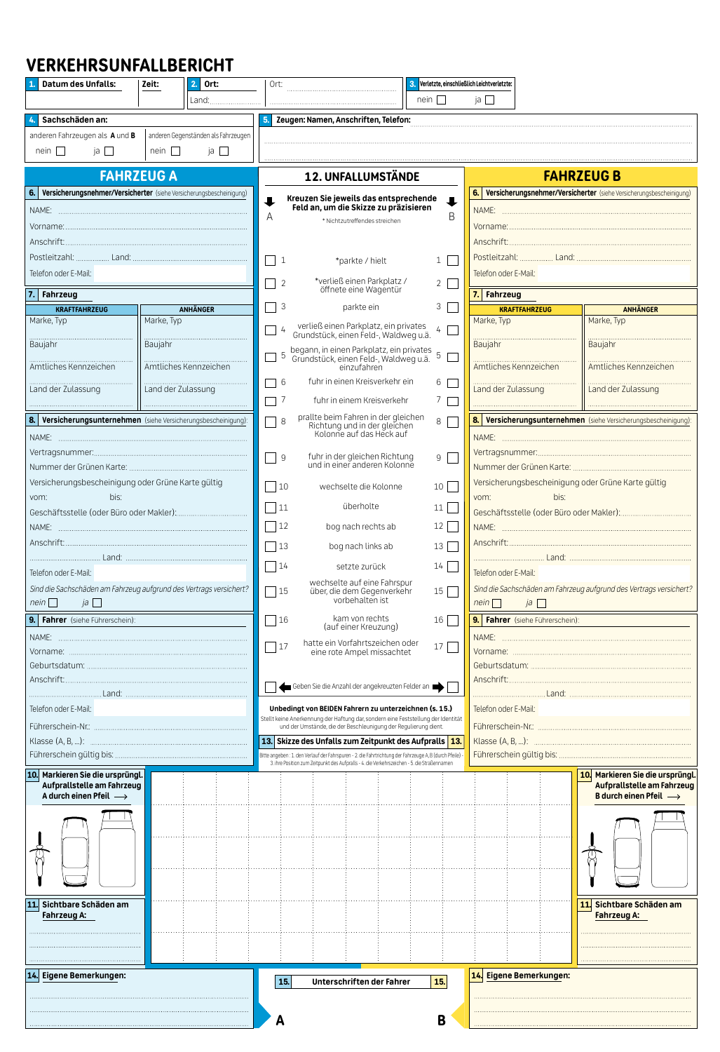# VERKEHRSUNFALLBERICHT

| 1. Datum des Unfalls: | Zeit: | 2. Ort: Land: | Ort: | 3. Verletzte, einschließlich Leichtverletzte: nein ☐ ja ☐ |
|---|---|---|---|---|

**4. Sachschäden an:**

anderen Fahrzeugen als **A** und **B** — nein ☐ ja ☐

anderen Gegenständen als Fahrzeugen — nein ☐ ja ☐

**5. Zeugen: Namen, Anschriften, Telefon:**

## FAHRZEUG A

**6. Versicherungsnehmer/Versicherter** (siehe Versicherungsbescheinigung)

NAME:

Vorname:

Anschrift:

Postleitzahl: ............... Land:

Telefon oder E-Mail:

**7. Fahrzeug**

| KRAFTFAHRZEUG | ANHÄNGER |
|---|---|
| Marke, Typ | Marke, Typ |
| Baujahr | Baujahr |
| Amtliches Kennzeichen | Amtliches Kennzeichen |
| Land der Zulassung | Land der Zulassung |

**8. Versicherungsunternehmen** (siehe Versicherungsbescheinigung):

NAME:

Vertragsnummer:

Nummer der Grünen Karte:

Versicherungsbescheinigung oder Grüne Karte gültig

vom: bis:

Geschäftsstelle (oder Büro oder Makler):

NAME:

Anschrift:

Land:

Telefon oder E-Mail:

*Sind die Sachschäden am Fahrzeug aufgrund des Vertrags versichert?*

*nein* ☐ *ja* ☐

**9. Fahrer** (siehe Führerschein):

NAME:

Vorname:

Geburtsdatum:

Anschrift:

Land:

Telefon oder E-Mail:

Führerschein-Nr.:

Klasse (A, B, ...):

Führerschein gültig bis:

**10. Markieren Sie die ursprüngl. Aufprallstelle am Fahrzeug A durch einen Pfeil ⟶**

**11. Sichtbare Schäden am Fahrzeug A:**

**14. Eigene Bemerkungen:**

## 12. UNFALLUMSTÄNDE

**Kreuzen Sie jeweils das entsprechende Feld an, um die Skizze zu präzisieren**

\* Nichtzutreffendes streichen

| A | | | B |
|---|---|---|---|
| ☐ | 1 | \*parkte / hielt | 1 ☐ |
| ☐ | 2 | \*verließ einen Parkplatz / öffnete eine Wagentür | 2 ☐ |
| ☐ | 3 | parkte ein | 3 ☐ |
| ☐ | 4 | verließ einen Parkplatz, ein privates Grundstück, einen Feld-, Waldweg u.ä. | 4 ☐ |
| ☐ | 5 | begann, in einen Parkplatz, ein privates Grundstück, einen Feld-, Waldweg u.ä. einzufahren | 5 ☐ |
| ☐ | 6 | fuhr in einen Kreisverkehr ein | 6 ☐ |
| ☐ | 7 | fuhr in einem Kreisverkehr | 7 ☐ |
| ☐ | 8 | prallte beim Fahren in der gleichen Richtung und in der gleichen Kolonne auf das Heck auf | 8 ☐ |
| ☐ | 9 | fuhr in der gleichen Richtung und in einer anderen Kolonne | 9 ☐ |
| ☐ | 10 | wechselte die Kolonne | 10 ☐ |
| ☐ | 11 | überholte | 11 ☐ |
| ☐ | 12 | bog nach rechts ab | 12 ☐ |
| ☐ | 13 | bog nach links ab | 13 ☐ |
| ☐ | 14 | setzte zurück | 14 ☐ |
| ☐ | 15 | wechselte auf eine Fahrspur über, die dem Gegenverkehr vorbehalten ist | 15 ☐ |
| ☐ | 16 | kam von rechts (auf einer Kreuzung) | 16 ☐ |
| ☐ | 17 | hatte ein Vorfahrtszeichen oder eine rote Ampel missachtet | 17 ☐ |
| ☐ | | ⬅ Geben Sie die Anzahl der angekreuzten Felder an ➡ | ☐ |

**Unbedingt von BEIDEN Fahrern zu unterzeichnen (s. 15.)**

Stellt keine Anerkennung der Haftung dar, sondern eine Feststellung der Identität und der Umstände, die der Beschleunigung der Regulierung dient.

**13. Skizze des Unfalls zum Zeitpunkt des Aufpralls 13.**

Bitte angeben: 1. den Verlauf der Fahrspuren - 2. die Fahrtrichtung der Fahrzeuge A,B (durch Pfeile) - 3. ihre Position zum Zeitpunkt des Aufpralls - 4. die Verkehrszeichen - 5. die Straßennamen

**15. Unterschriften der Fahrer 15.**

**A** **B**

## FAHRZEUG B

**6. Versicherungsnehmer/Versicherter** (siehe Versicherungsbescheinigung)

NAME:

Vorname:

Anschrift:

Postleitzahl: ............... Land:

Telefon oder E-Mail:

**7. Fahrzeug**

| KRAFTFAHRZEUG | ANHÄNGER |
|---|---|
| Marke, Typ | Marke, Typ |
| Baujahr | Baujahr |
| Amtliches Kennzeichen | Amtliches Kennzeichen |
| Land der Zulassung | Land der Zulassung |

**8. Versicherungsunternehmen** (siehe Versicherungsbescheinigung):

NAME:

Vertragsnummer:

Nummer der Grünen Karte:

Versicherungsbescheinigung oder Grüne Karte gültig

vom: bis:

Geschäftsstelle (oder Büro oder Makler):

NAME:

Anschrift:

Land:

Telefon oder E-Mail:

*Sind die Sachschäden am Fahrzeug aufgrund des Vertrags versichert?*

*nein* ☐ *ja* ☐

**9. Fahrer** (siehe Führerschein):

NAME:

Vorname:

Geburtsdatum:

Anschrift:

Land:

Telefon oder E-Mail:

Führerschein-Nr.:

Klasse (A, B, ...):

Führerschein gültig bis:

**10. Markieren Sie die ursprüngl. Aufprallstelle am Fahrzeug B durch einen Pfeil ⟶**

**11. Sichtbare Schäden am Fahrzeug A:**

**14. Eigene Bemerkungen:**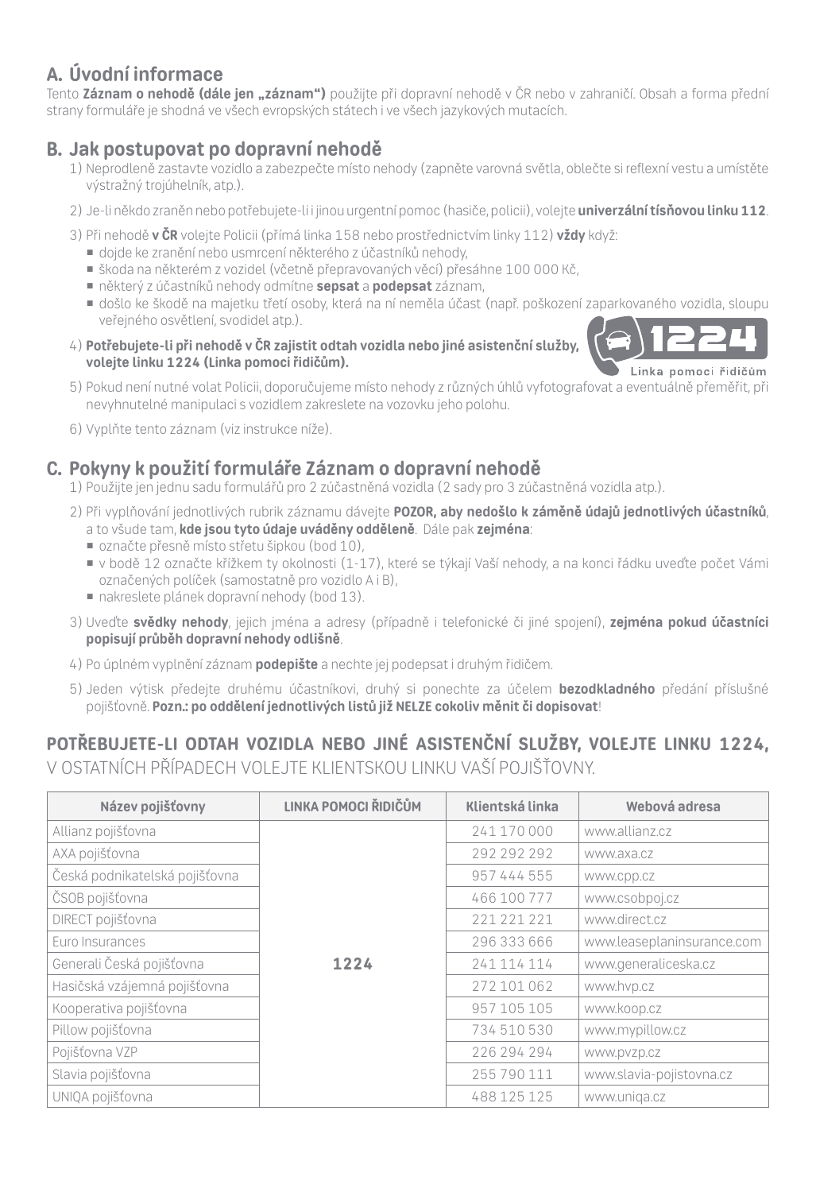## A. Úvodní informace

Tento **Záznam o nehodě (dále jen „záznam")** použijte při dopravní nehodě v ČR nebo v zahraničí. Obsah a forma přední strany formuláře je shodná ve všech evropských státech i ve všech jazykových mutacích.

## B. Jak postupovat po dopravní nehodě

1) Neprodleně zastavte vozidlo a zabezpečte místo nehody (zapněte varovná světla, oblečte si reflexní vestu a umístěte výstražný trojúhelník, atp.).
2) Je-li někdo zraněn nebo potřebujete-li i jinou urgentní pomoc (hasiče, policii), volejte **univerzální tísňovou linku 112**.
3) Při nehodě **v ČR** volejte Policii (přímá linka 158 nebo prostřednictvím linky 112) **vždy** když:
   - dojde ke zranění nebo usmrcení některého z účastníků nehody,
   - škoda na některém z vozidel (včetně přepravovaných věcí) přesáhne 100 000 Kč,
   - některý z účastníků nehody odmítne **sepsat** a **podepsat** záznam,
   - došlo ke škodě na majetku třetí osoby, která na ní neměla účast (např. poškození zaparkovaného vozidla, sloupu veřejného osvětlení, svodidel atp.).
4) **Potřebujete-li při nehodě v ČR zajistit odtah vozidla nebo jiné asistenční služby, volejte linku 1224 (Linka pomoci řidičům).**

1224
Linka pomoci řidičům

5) Pokud není nutné volat Policii, doporučujeme místo nehody z různých úhlů vyfotografovat a eventuálně přeměřit, při nevyhnutelné manipulaci s vozidlem zakreslete na vozovku jeho polohu.
6) Vyplňte tento záznam (viz instrukce níže).

## C. Pokyny k použití formuláře Záznam o dopravní nehodě

1) Použijte jen jednu sadu formulářů pro 2 zúčastněná vozidla (2 sady pro 3 zúčastněná vozidla atp.).
2) Při vyplňování jednotlivých rubrik záznamu dávejte **POZOR, aby nedošlo k záměně údajů jednotlivých účastníků**, a to všude tam, **kde jsou tyto údaje uváděny odděleně**. Dále pak **zejména**:
   - označte přesně místo střetu šipkou (bod 10),
   - v bodě 12 označte křížkem ty okolnosti (1-17), které se týkají Vaší nehody, a na konci řádku uveďte počet Vámi označených políček (samostatně pro vozidlo A i B),
   - nakreslete plánek dopravní nehody (bod 13).
3) Uveďte **svědky nehody**, jejich jména a adresy (případně i telefonické či jiné spojení), **zejména pokud účastníci popisují průběh dopravní nehody odlišně**.
4) Po úplném vyplnění záznam **podepište** a nechte jej podepsat i druhým řidičem.
5) Jeden výtisk předejte druhému účastníkovi, druhý si ponechte za účelem **bezodkladného** předání příslušné pojišťovně. **Pozn.: po oddělení jednotlivých listů již NELZE cokoliv měnit či dopisovat**!

**POTŘEBUJETE-LI ODTAH VOZIDLA NEBO JINÉ ASISTENČNÍ SLUŽBY, VOLEJTE LINKU 1224,**
V OSTATNÍCH PŘÍPADECH VOLEJTE KLIENTSKOU LINKU VAŠÍ POJIŠŤOVNY.

| Název pojišťovny | LINKA POMOCI ŘIDIČŮM | Klientská linka | Webová adresa |
|---|---|---|---|
| Allianz pojišťovna | | 241 170 000 | www.allianz.cz |
| AXA pojišťovna | | 292 292 292 | www.axa.cz |
| Česká podnikatelská pojišťovna | | 957 444 555 | www.cpp.cz |
| ČSOB pojišťovna | | 466 100 777 | www.csobpoj.cz |
| DIRECT pojišťovna | | 221 221 221 | www.direct.cz |
| Euro Insurances | | 296 333 666 | www.leaseplaninsurance.com |
| Generali Česká pojišťovna | 1224 | 241 114 114 | www.generaliceska.cz |
| Hasičská vzájemná pojišťovna | | 272 101 062 | www.hvp.cz |
| Kooperativa pojišťovna | | 957 105 105 | www.koop.cz |
| Pillow pojišťovna | | 734 510 530 | www.mypillow.cz |
| Pojišťovna VZP | | 226 294 294 | www.pvzp.cz |
| Slavia pojišťovna | | 255 790 111 | www.slavia-pojistovna.cz |
| UNIQA pojišťovna | | 488 125 125 | www.uniqa.cz |